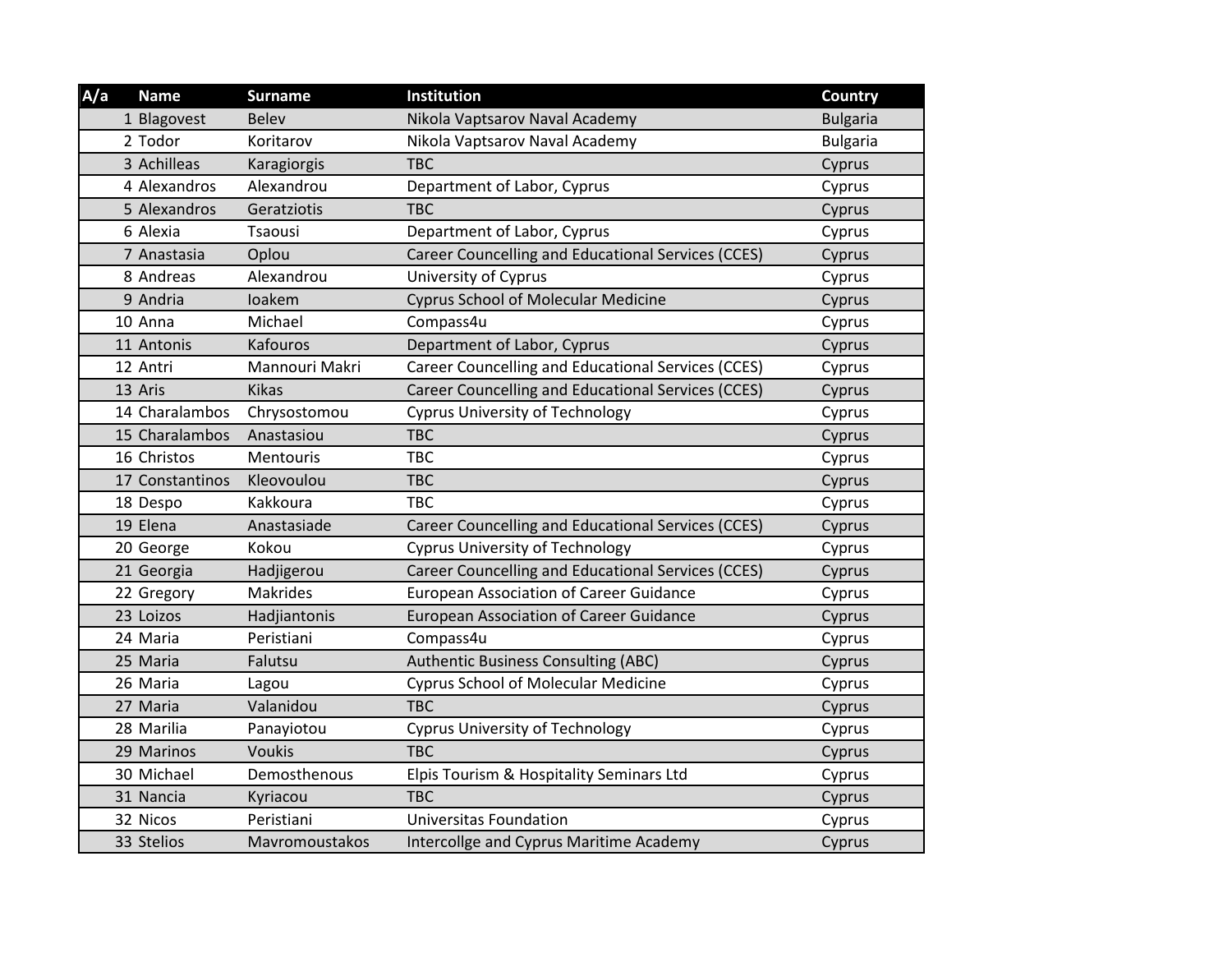| A/a | Name | Surname | Institution | Country |
|---|---|---|---|---|
| 1 | Blagovest | Belev | Nikola Vaptsarov Naval Academy | Bulgaria |
| 2 | Todor | Koritarov | Nikola Vaptsarov Naval Academy | Bulgaria |
| 3 | Achilleas | Karagiorgis | TBC | Cyprus |
| 4 | Alexandros | Alexandrou | Department of Labor, Cyprus | Cyprus |
| 5 | Alexandros | Geratziotis | TBC | Cyprus |
| 6 | Alexia | Tsaousi | Department of Labor, Cyprus | Cyprus |
| 7 | Anastasia | Oplou | Career Councelling and Educational Services (CCES) | Cyprus |
| 8 | Andreas | Alexandrou | University of Cyprus | Cyprus |
| 9 | Andria | Ioakem | Cyprus School of Molecular Medicine | Cyprus |
| 10 | Anna | Michael | Compass4u | Cyprus |
| 11 | Antonis | Kafouros | Department of Labor, Cyprus | Cyprus |
| 12 | Antri | Mannouri Makri | Career Councelling and Educational Services (CCES) | Cyprus |
| 13 | Aris | Kikas | Career Councelling and Educational Services (CCES) | Cyprus |
| 14 | Charalambos | Chrysostomou | Cyprus University of Technology | Cyprus |
| 15 | Charalambos | Anastasiou | TBC | Cyprus |
| 16 | Christos | Mentouris | TBC | Cyprus |
| 17 | Constantinos | Kleovoulou | TBC | Cyprus |
| 18 | Despo | Kakkoura | TBC | Cyprus |
| 19 | Elena | Anastasiade | Career Councelling and Educational Services (CCES) | Cyprus |
| 20 | George | Kokou | Cyprus University of Technology | Cyprus |
| 21 | Georgia | Hadjigerou | Career Councelling and Educational Services (CCES) | Cyprus |
| 22 | Gregory | Makrides | European Association of Career Guidance | Cyprus |
| 23 | Loizos | Hadjiantonis | European Association of Career Guidance | Cyprus |
| 24 | Maria | Peristiani | Compass4u | Cyprus |
| 25 | Maria | Falutsu | Authentic Business Consulting (ABC) | Cyprus |
| 26 | Maria | Lagou | Cyprus School of Molecular Medicine | Cyprus |
| 27 | Maria | Valanidou | TBC | Cyprus |
| 28 | Marilia | Panayiotou | Cyprus University of Technology | Cyprus |
| 29 | Marinos | Voukis | TBC | Cyprus |
| 30 | Michael | Demosthenous | Elpis Tourism & Hospitality Seminars Ltd | Cyprus |
| 31 | Nancia | Kyriacou | TBC | Cyprus |
| 32 | Nicos | Peristiani | Universitas Foundation | Cyprus |
| 33 | Stelios | Mavromoustakos | Intercollge and Cyprus Maritime Academy | Cyprus |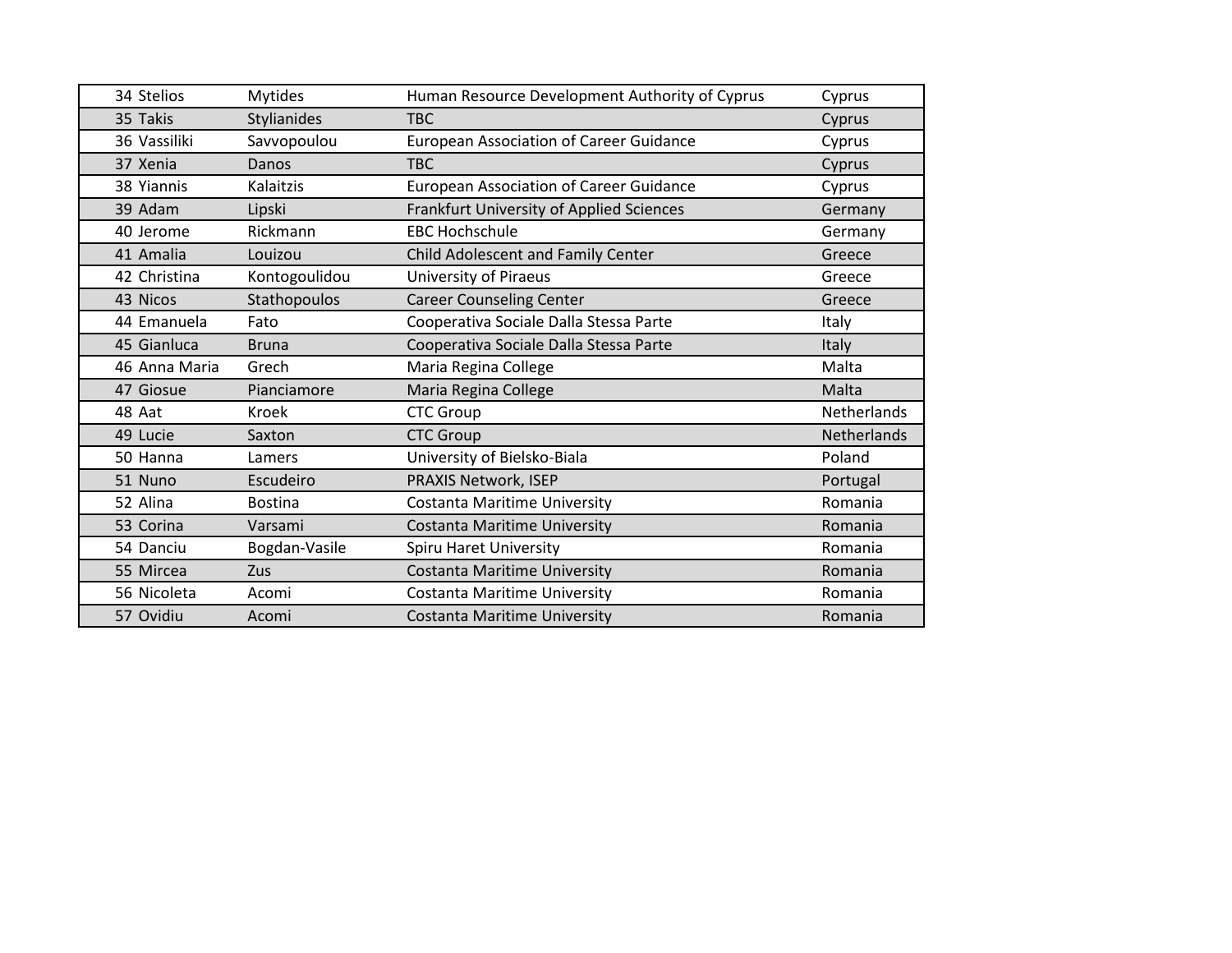| | | | | |
|---|---|---|---|---|
| 34 | Stelios | Mytides | Human Resource Development Authority of Cyprus | Cyprus |
| 35 | Takis | Stylianides | TBC | Cyprus |
| 36 | Vassiliki | Savvopoulou | European Association of Career Guidance | Cyprus |
| 37 | Xenia | Danos | TBC | Cyprus |
| 38 | Yiannis | Kalaitzis | European Association of Career Guidance | Cyprus |
| 39 | Adam | Lipski | Frankfurt University of Applied Sciences | Germany |
| 40 | Jerome | Rickmann | EBC Hochschule | Germany |
| 41 | Amalia | Louizou | Child Adolescent and Family Center | Greece |
| 42 | Christina | Kontogoulidou | University of Piraeus | Greece |
| 43 | Nicos | Stathopoulos | Career Counseling Center | Greece |
| 44 | Emanuela | Fato | Cooperativa Sociale Dalla Stessa Parte | Italy |
| 45 | Gianluca | Bruna | Cooperativa Sociale Dalla Stessa Parte | Italy |
| 46 | Anna Maria | Grech | Maria Regina College | Malta |
| 47 | Giosue | Pianciamore | Maria Regina College | Malta |
| 48 | Aat | Kroek | CTC Group | Netherlands |
| 49 | Lucie | Saxton | CTC Group | Netherlands |
| 50 | Hanna | Lamers | University of Bielsko-Biala | Poland |
| 51 | Nuno | Escudeiro | PRAXIS Network, ISEP | Portugal |
| 52 | Alina | Bostina | Costanta Maritime University | Romania |
| 53 | Corina | Varsami | Costanta Maritime University | Romania |
| 54 | Danciu | Bogdan-Vasile | Spiru Haret University | Romania |
| 55 | Mircea | Zus | Costanta Maritime University | Romania |
| 56 | Nicoleta | Acomi | Costanta Maritime University | Romania |
| 57 | Ovidiu | Acomi | Costanta Maritime University | Romania |